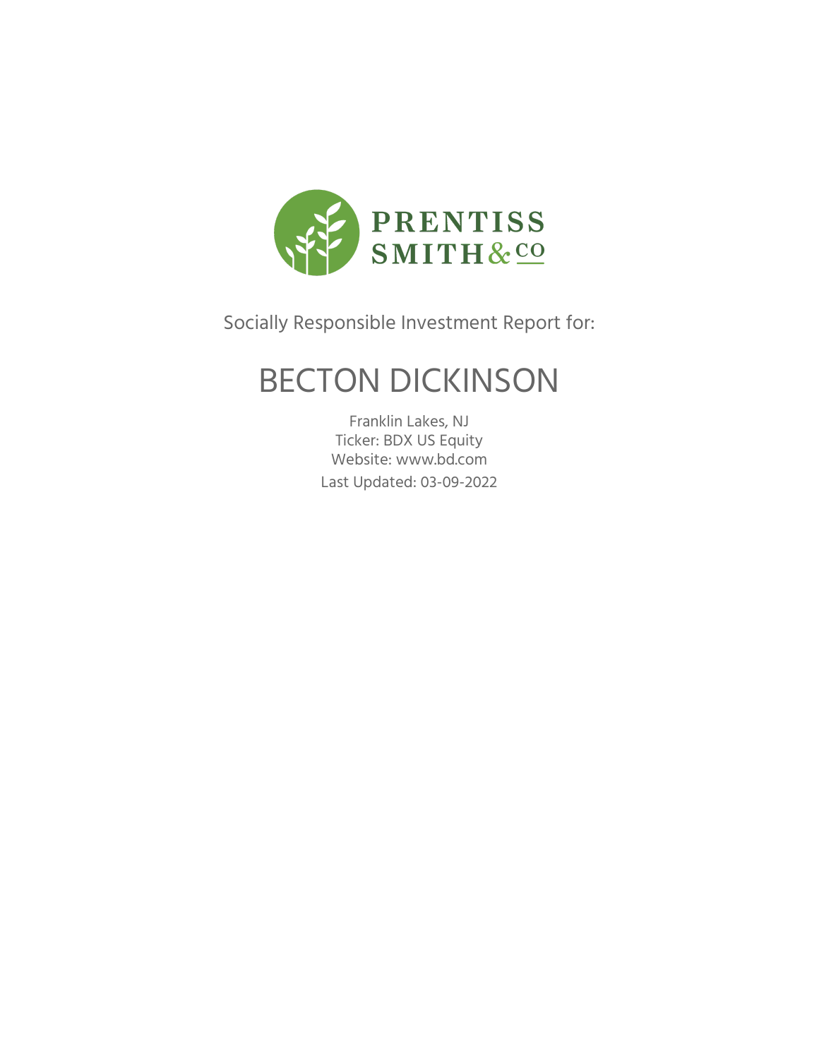PRENTISS SMITH & CO

Socially Responsible Investment Report for:

# BECTON DICKINSON

Franklin Lakes, NJ

Ticker: BDX US Equity

Website: www.bd.com

Last Updated: 03-09-2022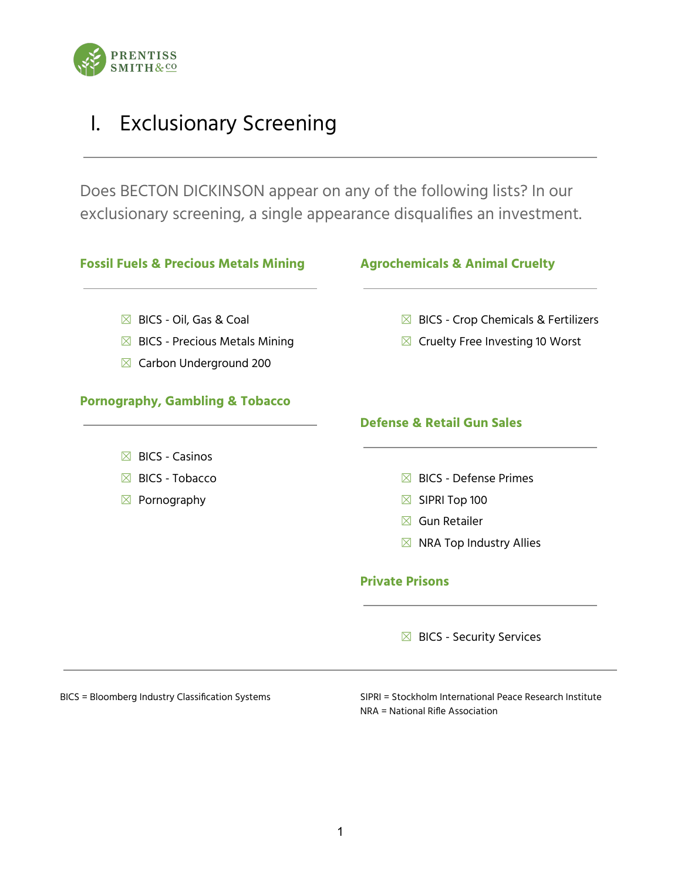# I. Exclusionary Screening

Does BECTON DICKINSON appear on any of the following lists? In our exclusionary screening, a single appearance disqualifies an investment.

### Fossil Fuels & Precious Metals Mining

- ☒ BICS - Oil, Gas & Coal
- ☒ BICS - Precious Metals Mining
- ☒ Carbon Underground 200

### Pornography, Gambling & Tobacco

- ☒ BICS - Casinos
- ☒ BICS - Tobacco
- ☒ Pornography

### Agrochemicals & Animal Cruelty

- ☒ BICS - Crop Chemicals & Fertilizers
- ☒ Cruelty Free Investing 10 Worst

### Defense & Retail Gun Sales

- ☒ BICS - Defense Primes
- ☒ SIPRI Top 100
- ☒ Gun Retailer
- ☒ NRA Top Industry Allies

### Private Prisons

- ☒ BICS - Security Services

---

BICS = Bloomberg Industry Classification Systems

SIPRI = Stockholm International Peace Research Institute
NRA = National Rifle Association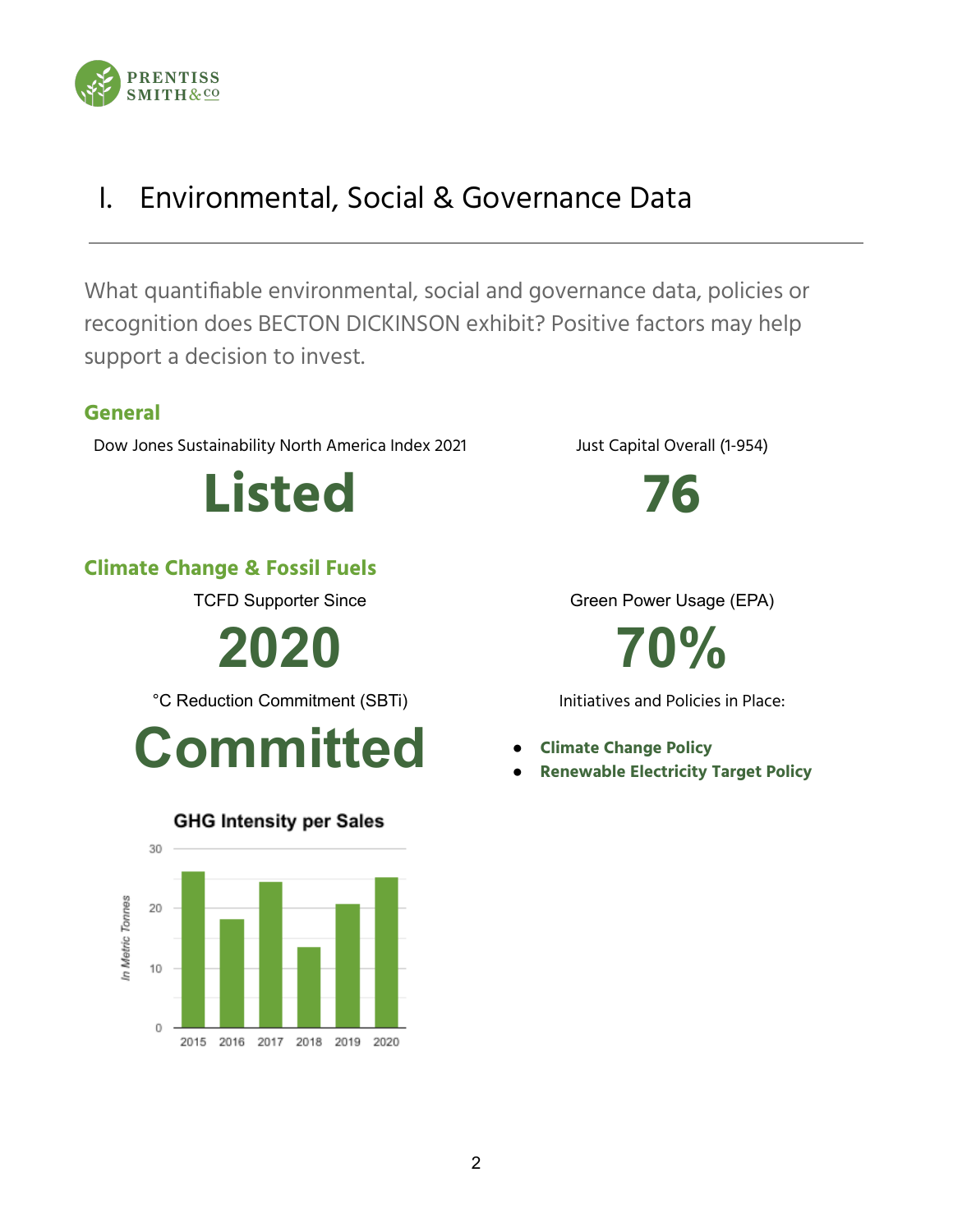# I. Environmental, Social & Governance Data

What quantifiable environmental, social and governance data, policies or recognition does BECTON DICKINSON exhibit? Positive factors may help support a decision to invest.

## General

Dow Jones Sustainability North America Index 2021

**Listed**

Just Capital Overall (1-954)

**76**

## Climate Change & Fossil Fuels

TCFD Supporter Since

**2020**

Green Power Usage (EPA)

**70%**

°C Reduction Commitment (SBTi)

**Committed**

Initiatives and Policies in Place:

- **Climate Change Policy**
- **Renewable Electricity Target Policy**

**GHG Intensity per Sales**

*In Metric Tonnes*

| Year | Value (approx.) |
|---|---|
| 2015 | 26 |
| 2016 | 18 |
| 2017 | 24.5 |
| 2018 | 13.5 |
| 2019 | 20.5 |
| 2020 | 25 |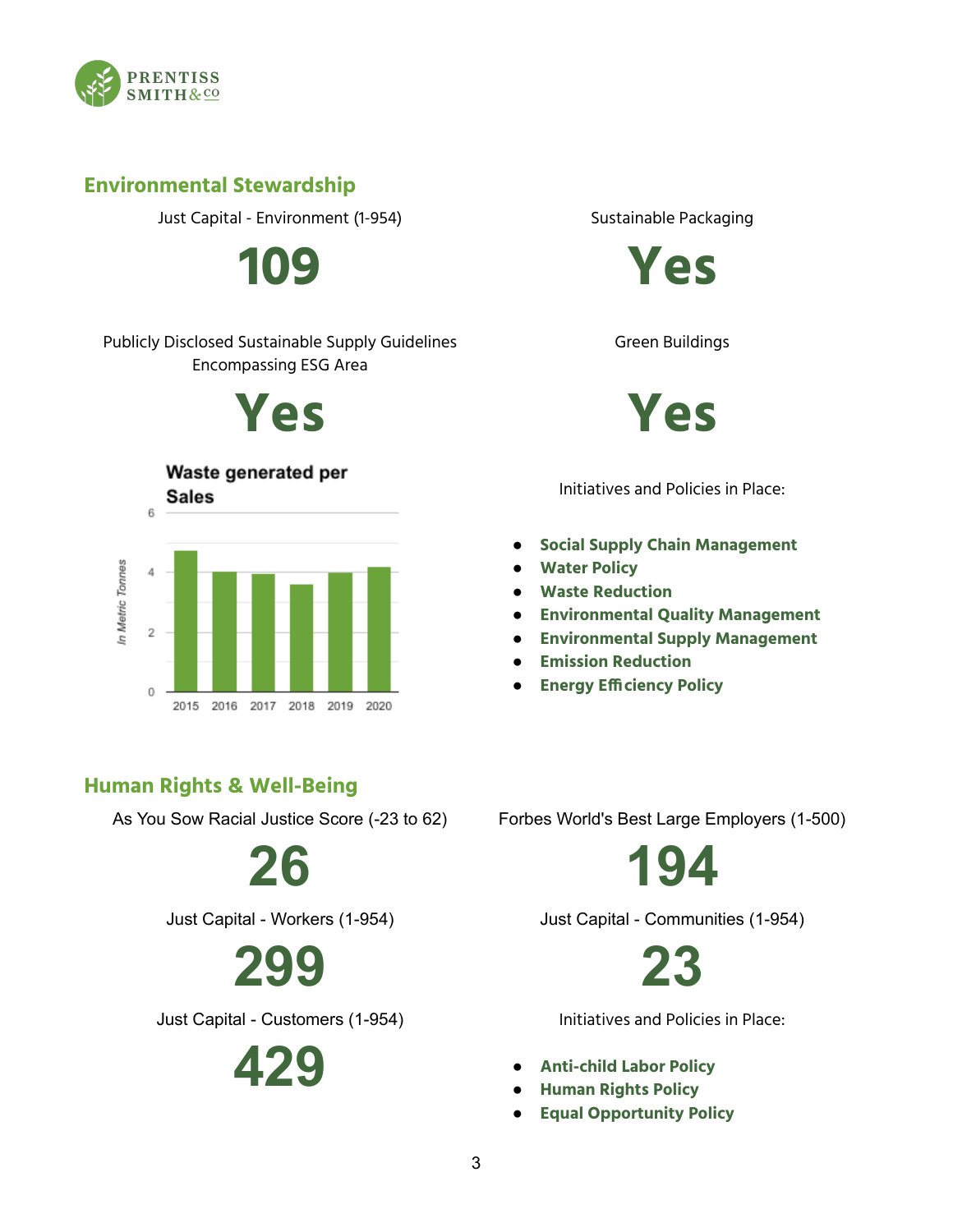## Environmental Stewardship

Just Capital - Environment (1-954)

# 109

Sustainable Packaging

# Yes

Publicly Disclosed Sustainable Supply Guidelines Encompassing ESG Area

# Yes

Green Buildings

# Yes

**Waste generated per Sales**

*In Metric Tonnes*

| Year | Value |
|---|---|
| 2015 | ~4.7 |
| 2016 | ~4.0 |
| 2017 | ~3.9 |
| 2018 | ~3.6 |
| 2019 | ~4.0 |
| 2020 | ~4.2 |

Initiatives and Policies in Place:

- **Social Supply Chain Management**
- **Water Policy**
- **Waste Reduction**
- **Environmental Quality Management**
- **Environmental Supply Management**
- **Emission Reduction**
- **Energy Efficiency Policy**

## Human Rights & Well-Being

As You Sow Racial Justice Score (-23 to 62)

# 26

Forbes World's Best Large Employers (1-500)

# 194

Just Capital - Workers (1-954)

# 299

Just Capital - Communities (1-954)

# 23

Just Capital - Customers (1-954)

# 429

Initiatives and Policies in Place:

- **Anti-child Labor Policy**
- **Human Rights Policy**
- **Equal Opportunity Policy**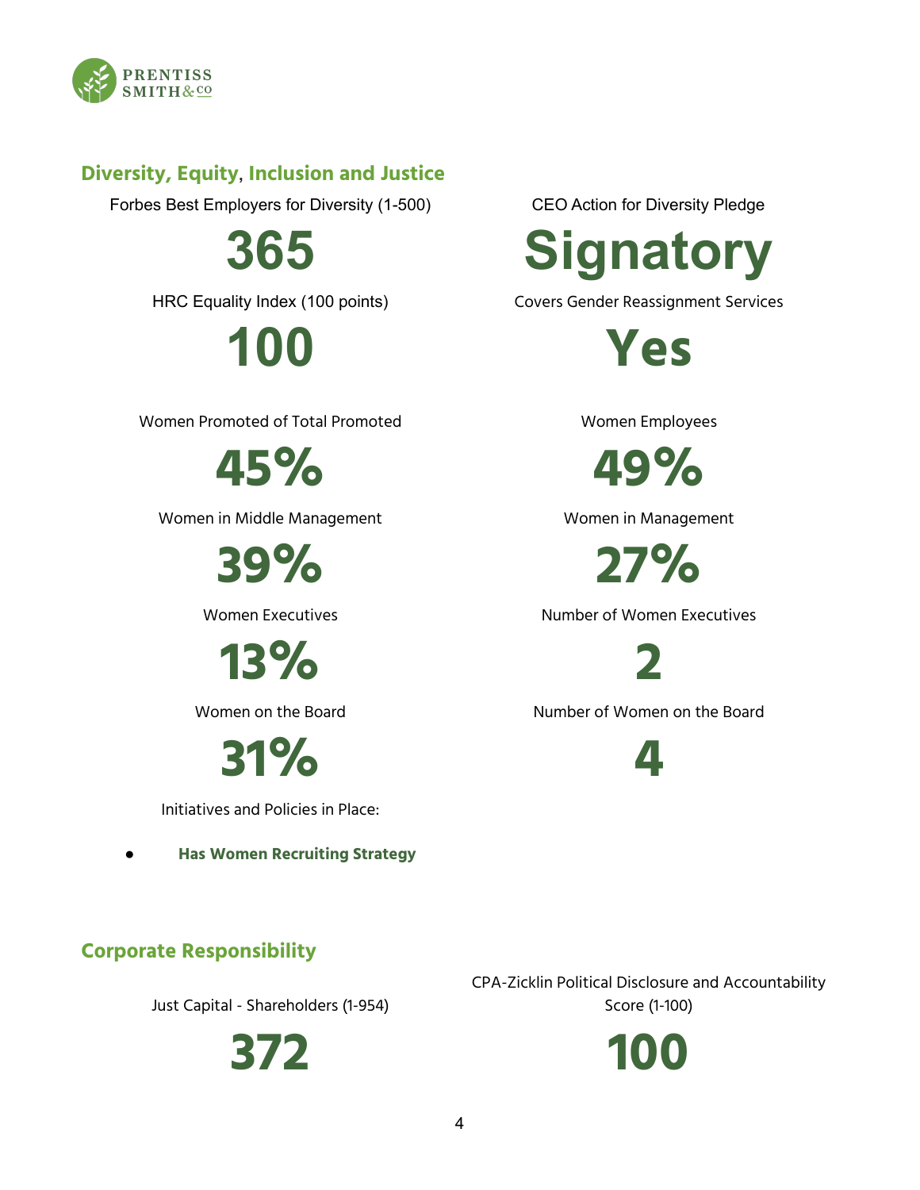## Diversity, Equity, Inclusion and Justice

Forbes Best Employers for Diversity (1-500)

**365**

CEO Action for Diversity Pledge

**Signatory**

HRC Equality Index (100 points)

**100**

Covers Gender Reassignment Services

**Yes**

Women Promoted of Total Promoted

**45%**

Women Employees

**49%**

Women in Middle Management

**39%**

Women in Management

**27%**

Women Executives

**13%**

Number of Women Executives

**2**

Women on the Board

**31%**

Number of Women on the Board

**4**

Initiatives and Policies in Place:

- **Has Women Recruiting Strategy**

## Corporate Responsibility

Just Capital - Shareholders (1-954)

**372**

CPA-Zicklin Political Disclosure and Accountability Score (1-100)

**100**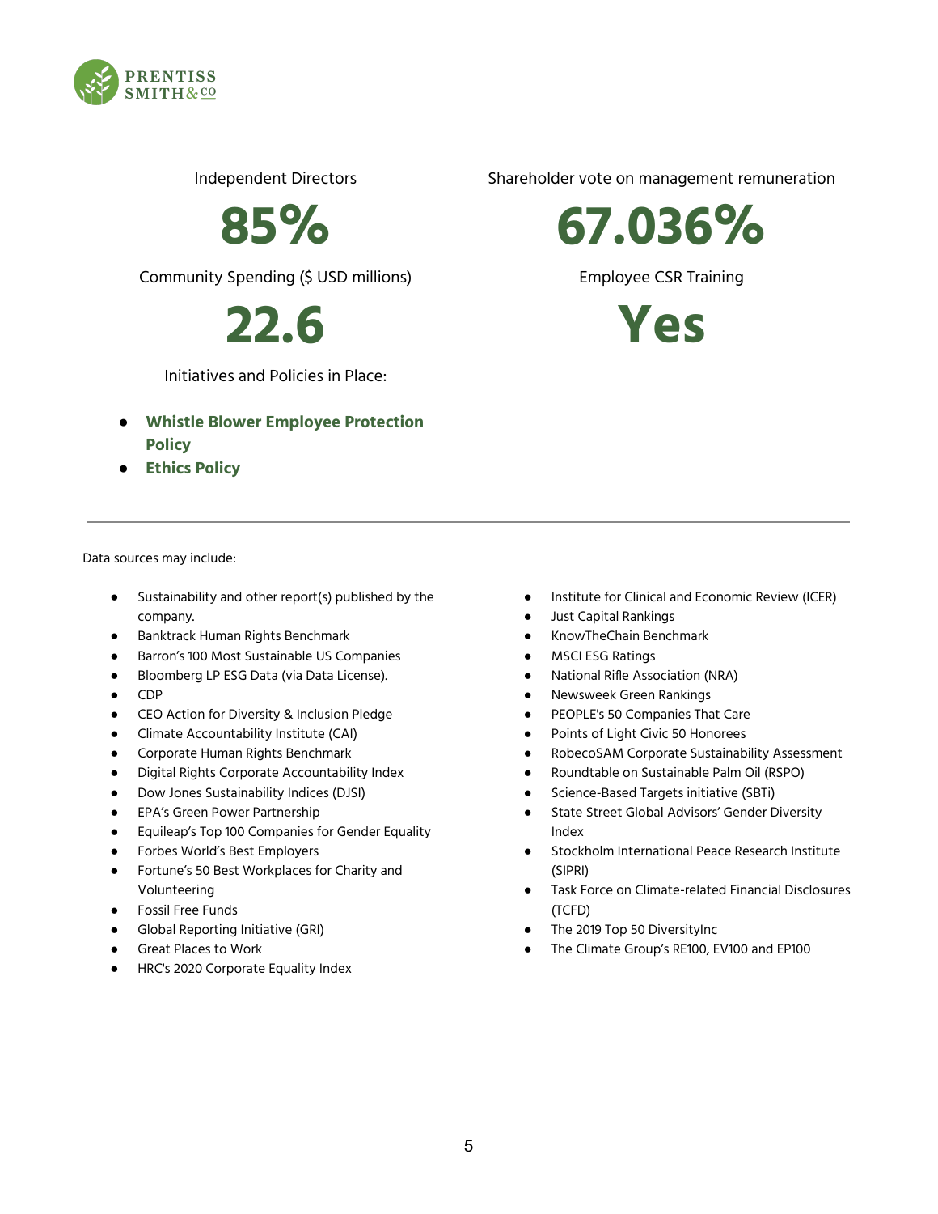Independent Directors

**85%**

Community Spending ($ USD millions)

**22.6**

Initiatives and Policies in Place:

- **Whistle Blower Employee Protection Policy**
- **Ethics Policy**

Shareholder vote on management remuneration

**67.036%**

Employee CSR Training

**Yes**

---

Data sources may include:

- Sustainability and other report(s) published by the company.
- Banktrack Human Rights Benchmark
- Barron's 100 Most Sustainable US Companies
- Bloomberg LP ESG Data (via Data License).
- CDP
- CEO Action for Diversity & Inclusion Pledge
- Climate Accountability Institute (CAI)
- Corporate Human Rights Benchmark
- Digital Rights Corporate Accountability Index
- Dow Jones Sustainability Indices (DJSI)
- EPA's Green Power Partnership
- Equileap's Top 100 Companies for Gender Equality
- Forbes World's Best Employers
- Fortune's 50 Best Workplaces for Charity and Volunteering
- Fossil Free Funds
- Global Reporting Initiative (GRI)
- Great Places to Work
- HRC's 2020 Corporate Equality Index
- Institute for Clinical and Economic Review (ICER)
- Just Capital Rankings
- KnowTheChain Benchmark
- MSCI ESG Ratings
- National Rifle Association (NRA)
- Newsweek Green Rankings
- PEOPLE's 50 Companies That Care
- Points of Light Civic 50 Honorees
- RobecoSAM Corporate Sustainability Assessment
- Roundtable on Sustainable Palm Oil (RSPO)
- Science-Based Targets initiative (SBTi)
- State Street Global Advisors' Gender Diversity Index
- Stockholm International Peace Research Institute (SIPRI)
- Task Force on Climate-related Financial Disclosures (TCFD)
- The 2019 Top 50 DiversityInc
- The Climate Group's RE100, EV100 and EP100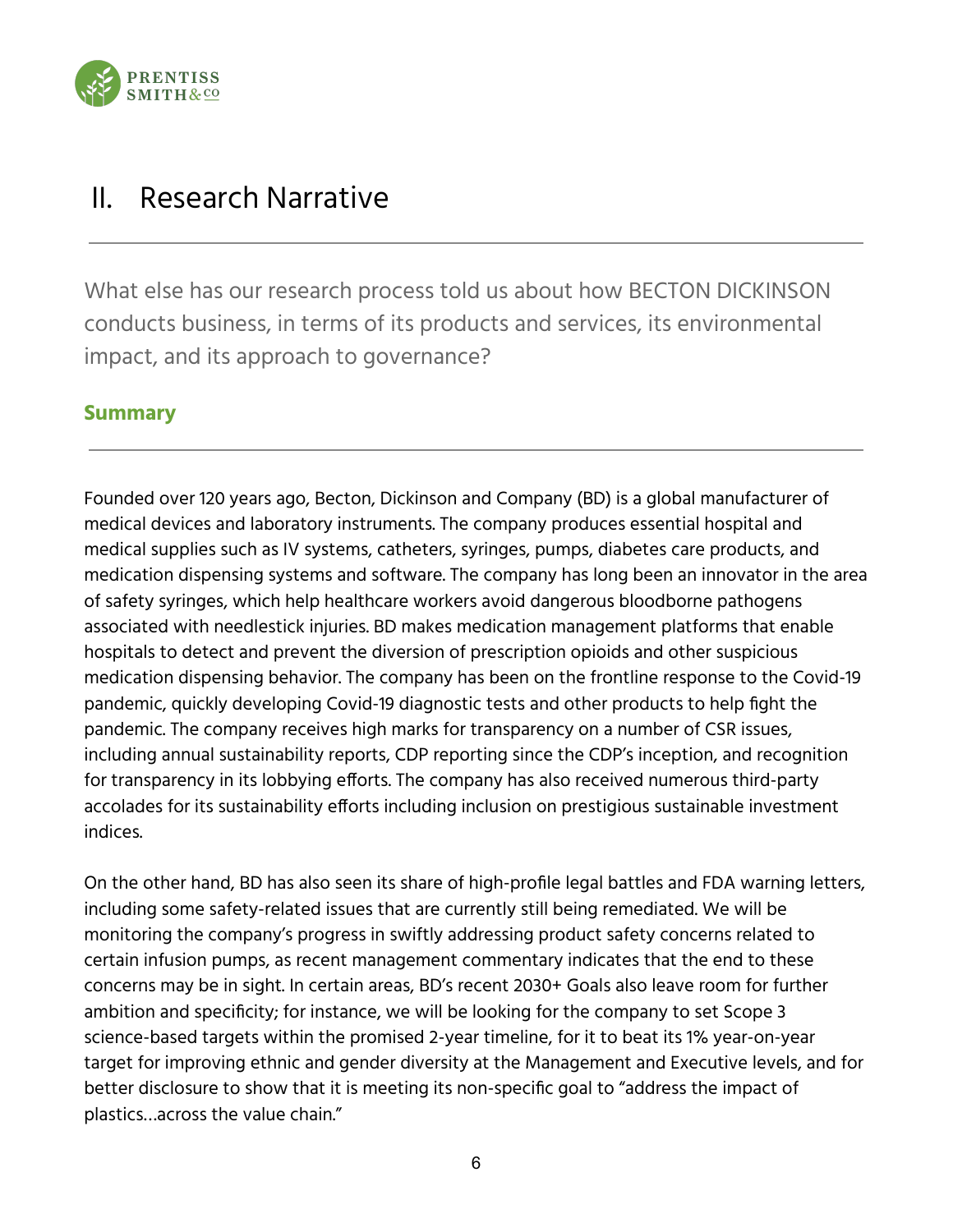# II. Research Narrative

What else has our research process told us about how BECTON DICKINSON conducts business, in terms of its products and services, its environmental impact, and its approach to governance?

## Summary

Founded over 120 years ago, Becton, Dickinson and Company (BD) is a global manufacturer of medical devices and laboratory instruments. The company produces essential hospital and medical supplies such as IV systems, catheters, syringes, pumps, diabetes care products, and medication dispensing systems and software. The company has long been an innovator in the area of safety syringes, which help healthcare workers avoid dangerous bloodborne pathogens associated with needlestick injuries. BD makes medication management platforms that enable hospitals to detect and prevent the diversion of prescription opioids and other suspicious medication dispensing behavior. The company has been on the frontline response to the Covid-19 pandemic, quickly developing Covid-19 diagnostic tests and other products to help fight the pandemic. The company receives high marks for transparency on a number of CSR issues, including annual sustainability reports, CDP reporting since the CDP's inception, and recognition for transparency in its lobbying efforts. The company has also received numerous third-party accolades for its sustainability efforts including inclusion on prestigious sustainable investment indices.

On the other hand, BD has also seen its share of high-profile legal battles and FDA warning letters, including some safety-related issues that are currently still being remediated. We will be monitoring the company's progress in swiftly addressing product safety concerns related to certain infusion pumps, as recent management commentary indicates that the end to these concerns may be in sight. In certain areas, BD's recent 2030+ Goals also leave room for further ambition and specificity; for instance, we will be looking for the company to set Scope 3 science-based targets within the promised 2-year timeline, for it to beat its 1% year-on-year target for improving ethnic and gender diversity at the Management and Executive levels, and for better disclosure to show that it is meeting its non-specific goal to "address the impact of plastics…across the value chain."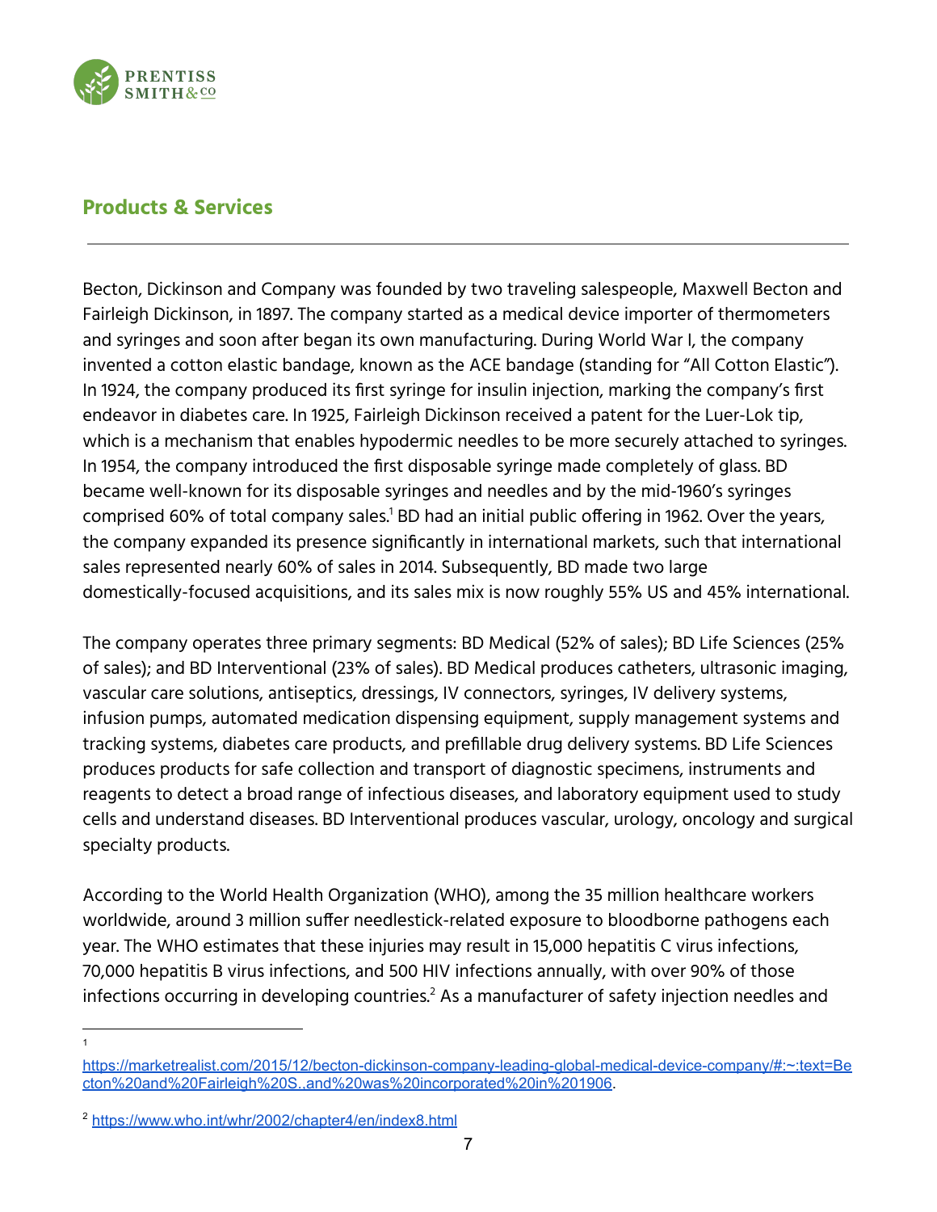## Products & Services

Becton, Dickinson and Company was founded by two traveling salespeople, Maxwell Becton and Fairleigh Dickinson, in 1897. The company started as a medical device importer of thermometers and syringes and soon after began its own manufacturing. During World War I, the company invented a cotton elastic bandage, known as the ACE bandage (standing for "All Cotton Elastic"). In 1924, the company produced its first syringe for insulin injection, marking the company's first endeavor in diabetes care. In 1925, Fairleigh Dickinson received a patent for the Luer-Lok tip, which is a mechanism that enables hypodermic needles to be more securely attached to syringes. In 1954, the company introduced the first disposable syringe made completely of glass. BD became well-known for its disposable syringes and needles and by the mid-1960's syringes comprised 60% of total company sales.[1] BD had an initial public offering in 1962. Over the years, the company expanded its presence significantly in international markets, such that international sales represented nearly 60% of sales in 2014. Subsequently, BD made two large domestically-focused acquisitions, and its sales mix is now roughly 55% US and 45% international.

The company operates three primary segments: BD Medical (52% of sales); BD Life Sciences (25% of sales); and BD Interventional (23% of sales). BD Medical produces catheters, ultrasonic imaging, vascular care solutions, antiseptics, dressings, IV connectors, syringes, IV delivery systems, infusion pumps, automated medication dispensing equipment, supply management systems and tracking systems, diabetes care products, and prefillable drug delivery systems. BD Life Sciences produces products for safe collection and transport of diagnostic specimens, instruments and reagents to detect a broad range of infectious diseases, and laboratory equipment used to study cells and understand diseases. BD Interventional produces vascular, urology, oncology and surgical specialty products.

According to the World Health Organization (WHO), among the 35 million healthcare workers worldwide, around 3 million suffer needlestick-related exposure to bloodborne pathogens each year. The WHO estimates that these injuries may result in 15,000 hepatitis C virus infections, 70,000 hepatitis B virus infections, and 500 HIV infections annually, with over 90% of those infections occurring in developing countries.[2] As a manufacturer of safety injection needles and

---

[1] https://marketrealist.com/2015/12/becton-dickinson-company-leading-global-medical-device-company/#:~:text=Becton%20and%20Fairleigh%20S..and%20was%20incorporated%20in%201906.

[2] https://www.who.int/whr/2002/chapter4/en/index8.html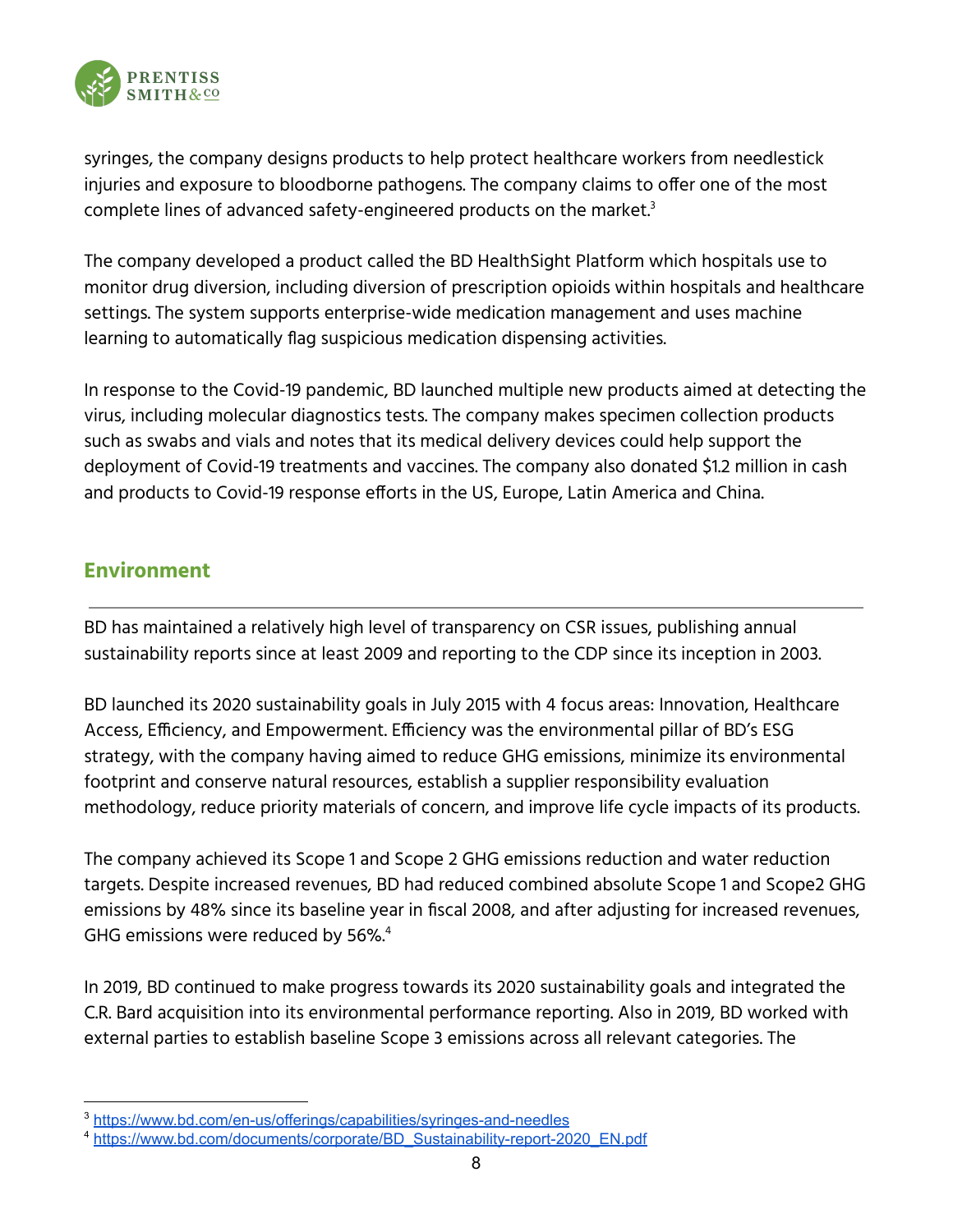syringes, the company designs products to help protect healthcare workers from needlestick injuries and exposure to bloodborne pathogens. The company claims to offer one of the most complete lines of advanced safety-engineered products on the market.[3]

The company developed a product called the BD HealthSight Platform which hospitals use to monitor drug diversion, including diversion of prescription opioids within hospitals and healthcare settings. The system supports enterprise-wide medication management and uses machine learning to automatically flag suspicious medication dispensing activities.

In response to the Covid-19 pandemic, BD launched multiple new products aimed at detecting the virus, including molecular diagnostics tests. The company makes specimen collection products such as swabs and vials and notes that its medical delivery devices could help support the deployment of Covid-19 treatments and vaccines. The company also donated $1.2 million in cash and products to Covid-19 response efforts in the US, Europe, Latin America and China.

## Environment

BD has maintained a relatively high level of transparency on CSR issues, publishing annual sustainability reports since at least 2009 and reporting to the CDP since its inception in 2003.

BD launched its 2020 sustainability goals in July 2015 with 4 focus areas: Innovation, Healthcare Access, Efficiency, and Empowerment. Efficiency was the environmental pillar of BD's ESG strategy, with the company having aimed to reduce GHG emissions, minimize its environmental footprint and conserve natural resources, establish a supplier responsibility evaluation methodology, reduce priority materials of concern, and improve life cycle impacts of its products.

The company achieved its Scope 1 and Scope 2 GHG emissions reduction and water reduction targets. Despite increased revenues, BD had reduced combined absolute Scope 1 and Scope2 GHG emissions by 48% since its baseline year in fiscal 2008, and after adjusting for increased revenues, GHG emissions were reduced by 56%.[4]

In 2019, BD continued to make progress towards its 2020 sustainability goals and integrated the C.R. Bard acquisition into its environmental performance reporting. Also in 2019, BD worked with external parties to establish baseline Scope 3 emissions across all relevant categories. The

[3] https://www.bd.com/en-us/offerings/capabilities/syringes-and-needles

[4] https://www.bd.com/documents/corporate/BD_Sustainability-report-2020_EN.pdf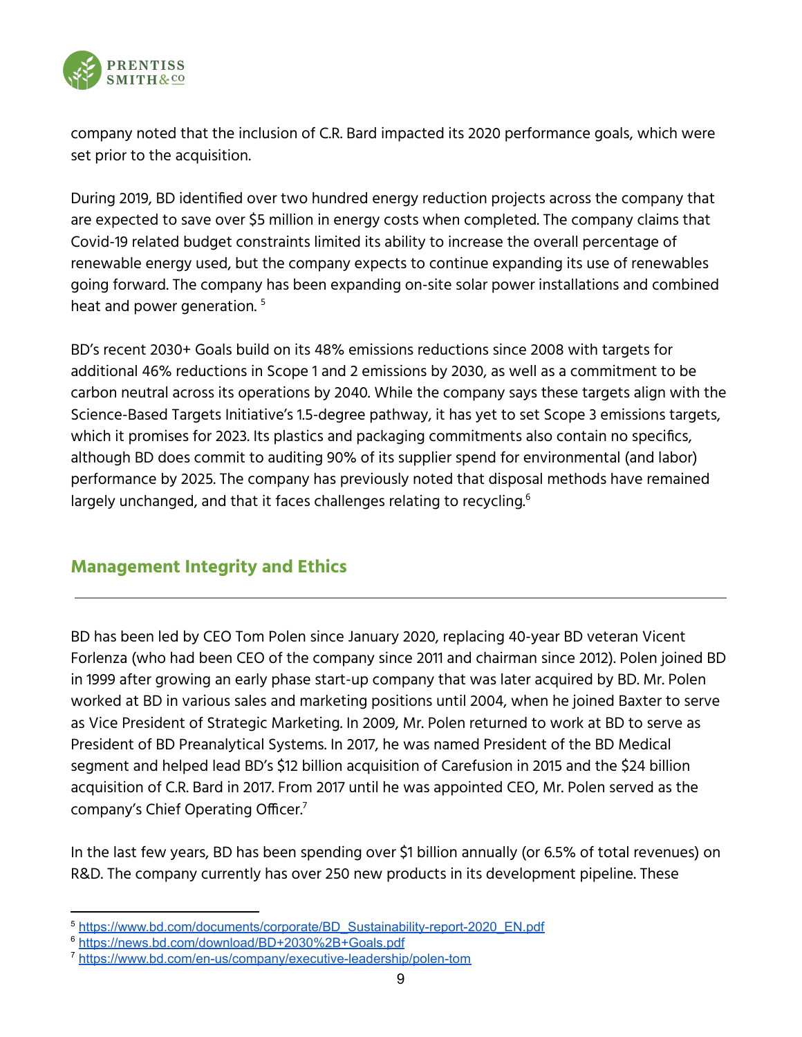company noted that the inclusion of C.R. Bard impacted its 2020 performance goals, which were set prior to the acquisition.

During 2019, BD identified over two hundred energy reduction projects across the company that are expected to save over $5 million in energy costs when completed. The company claims that Covid-19 related budget constraints limited its ability to increase the overall percentage of renewable energy used, but the company expects to continue expanding its use of renewables going forward. The company has been expanding on-site solar power installations and combined heat and power generation. [5]

BD's recent 2030+ Goals build on its 48% emissions reductions since 2008 with targets for additional 46% reductions in Scope 1 and 2 emissions by 2030, as well as a commitment to be carbon neutral across its operations by 2040. While the company says these targets align with the Science-Based Targets Initiative's 1.5-degree pathway, it has yet to set Scope 3 emissions targets, which it promises for 2023. Its plastics and packaging commitments also contain no specifics, although BD does commit to auditing 90% of its supplier spend for environmental (and labor) performance by 2025. The company has previously noted that disposal methods have remained largely unchanged, and that it faces challenges relating to recycling.[6]

## Management Integrity and Ethics

BD has been led by CEO Tom Polen since January 2020, replacing 40-year BD veteran Vicent Forlenza (who had been CEO of the company since 2011 and chairman since 2012). Polen joined BD in 1999 after growing an early phase start-up company that was later acquired by BD. Mr. Polen worked at BD in various sales and marketing positions until 2004, when he joined Baxter to serve as Vice President of Strategic Marketing. In 2009, Mr. Polen returned to work at BD to serve as President of BD Preanalytical Systems. In 2017, he was named President of the BD Medical segment and helped lead BD's $12 billion acquisition of Carefusion in 2015 and the $24 billion acquisition of C.R. Bard in 2017. From 2017 until he was appointed CEO, Mr. Polen served as the company's Chief Operating Officer.[7]

In the last few years, BD has been spending over $1 billion annually (or 6.5% of total revenues) on R&D. The company currently has over 250 new products in its development pipeline. These

---

[5] https://www.bd.com/documents/corporate/BD_Sustainability-report-2020_EN.pdf

[6] https://news.bd.com/download/BD+2030%2B+Goals.pdf

[7] https://www.bd.com/en-us/company/executive-leadership/polen-tom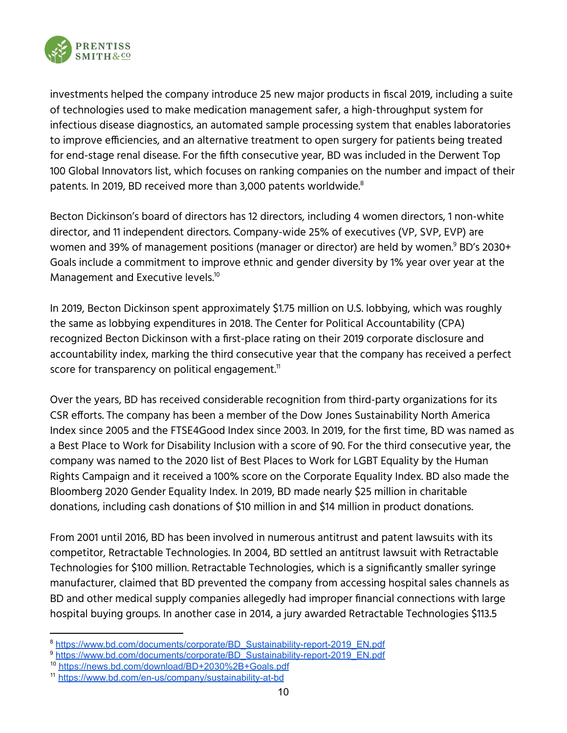investments helped the company introduce 25 new major products in fiscal 2019, including a suite of technologies used to make medication management safer, a high-throughput system for infectious disease diagnostics, an automated sample processing system that enables laboratories to improve efficiencies, and an alternative treatment to open surgery for patients being treated for end-stage renal disease. For the fifth consecutive year, BD was included in the Derwent Top 100 Global Innovators list, which focuses on ranking companies on the number and impact of their patents. In 2019, BD received more than 3,000 patents worldwide.[8]

Becton Dickinson's board of directors has 12 directors, including 4 women directors, 1 non-white director, and 11 independent directors. Company-wide 25% of executives (VP, SVP, EVP) are women and 39% of management positions (manager or director) are held by women.[9] BD's 2030+ Goals include a commitment to improve ethnic and gender diversity by 1% year over year at the Management and Executive levels.[10]

In 2019, Becton Dickinson spent approximately $1.75 million on U.S. lobbying, which was roughly the same as lobbying expenditures in 2018. The Center for Political Accountability (CPA) recognized Becton Dickinson with a first-place rating on their 2019 corporate disclosure and accountability index, marking the third consecutive year that the company has received a perfect score for transparency on political engagement.[11]

Over the years, BD has received considerable recognition from third-party organizations for its CSR efforts. The company has been a member of the Dow Jones Sustainability North America Index since 2005 and the FTSE4Good Index since 2003. In 2019, for the first time, BD was named as a Best Place to Work for Disability Inclusion with a score of 90. For the third consecutive year, the company was named to the 2020 list of Best Places to Work for LGBT Equality by the Human Rights Campaign and it received a 100% score on the Corporate Equality Index. BD also made the Bloomberg 2020 Gender Equality Index. In 2019, BD made nearly $25 million in charitable donations, including cash donations of $10 million in and $14 million in product donations.

From 2001 until 2016, BD has been involved in numerous antitrust and patent lawsuits with its competitor, Retractable Technologies. In 2004, BD settled an antitrust lawsuit with Retractable Technologies for $100 million. Retractable Technologies, which is a significantly smaller syringe manufacturer, claimed that BD prevented the company from accessing hospital sales channels as BD and other medical supply companies allegedly had improper financial connections with large hospital buying groups. In another case in 2014, a jury awarded Retractable Technologies $113.5

---

[8] https://www.bd.com/documents/corporate/BD_Sustainability-report-2019_EN.pdf

[9] https://www.bd.com/documents/corporate/BD_Sustainability-report-2019_EN.pdf

[10] https://news.bd.com/download/BD+2030%2B+Goals.pdf

[11] https://www.bd.com/en-us/company/sustainability-at-bd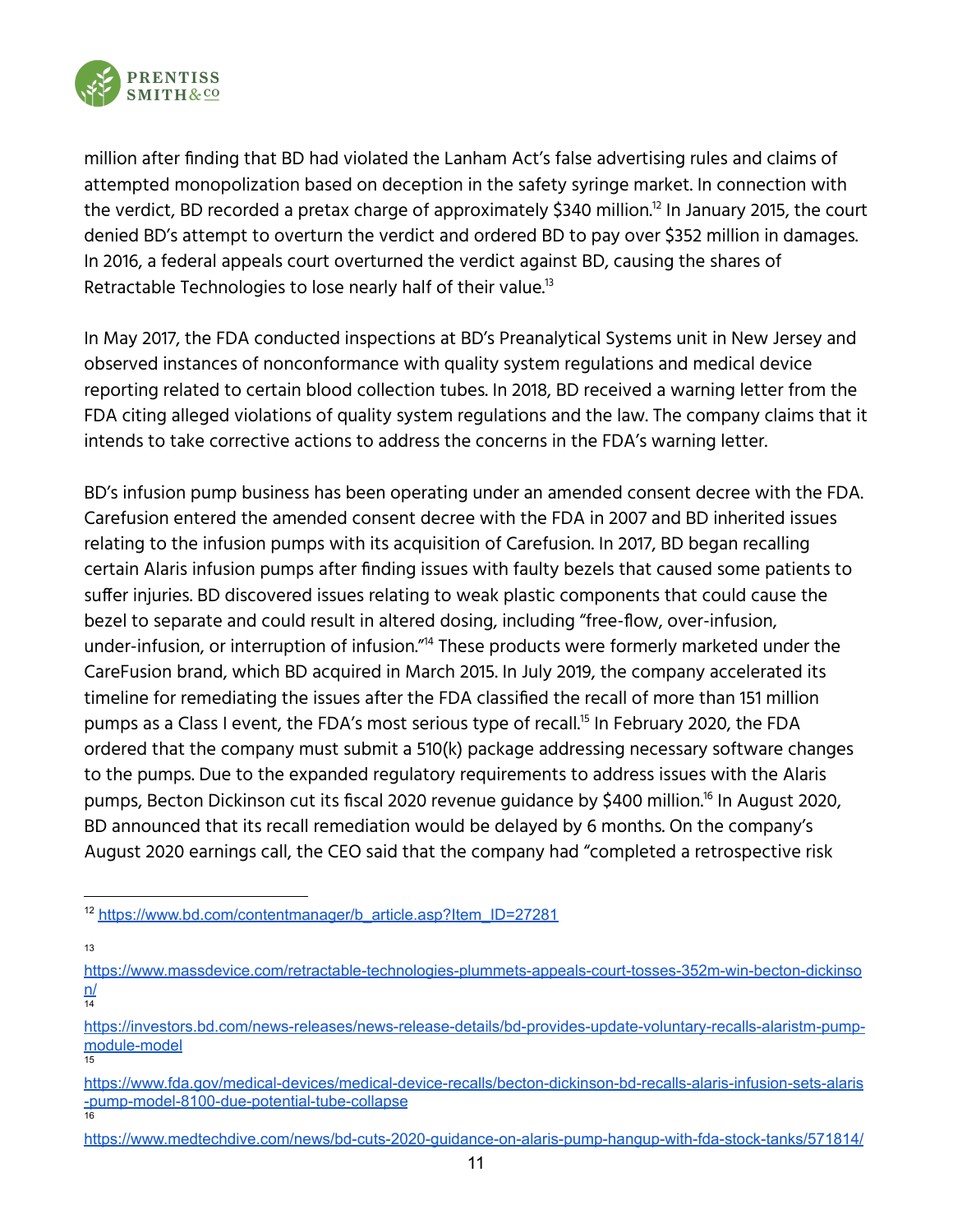million after finding that BD had violated the Lanham Act's false advertising rules and claims of attempted monopolization based on deception in the safety syringe market. In connection with the verdict, BD recorded a pretax charge of approximately $340 million.[12] In January 2015, the court denied BD's attempt to overturn the verdict and ordered BD to pay over $352 million in damages. In 2016, a federal appeals court overturned the verdict against BD, causing the shares of Retractable Technologies to lose nearly half of their value.[13]

In May 2017, the FDA conducted inspections at BD's Preanalytical Systems unit in New Jersey and observed instances of nonconformance with quality system regulations and medical device reporting related to certain blood collection tubes. In 2018, BD received a warning letter from the FDA citing alleged violations of quality system regulations and the law. The company claims that it intends to take corrective actions to address the concerns in the FDA's warning letter.

BD's infusion pump business has been operating under an amended consent decree with the FDA. Carefusion entered the amended consent decree with the FDA in 2007 and BD inherited issues relating to the infusion pumps with its acquisition of Carefusion. In 2017, BD began recalling certain Alaris infusion pumps after finding issues with faulty bezels that caused some patients to suffer injuries. BD discovered issues relating to weak plastic components that could cause the bezel to separate and could result in altered dosing, including "free-flow, over-infusion, under-infusion, or interruption of infusion."[14] These products were formerly marketed under the CareFusion brand, which BD acquired in March 2015. In July 2019, the company accelerated its timeline for remediating the issues after the FDA classified the recall of more than 151 million pumps as a Class I event, the FDA's most serious type of recall.[15] In February 2020, the FDA ordered that the company must submit a 510(k) package addressing necessary software changes to the pumps. Due to the expanded regulatory requirements to address issues with the Alaris pumps, Becton Dickinson cut its fiscal 2020 revenue guidance by $400 million.[16] In August 2020, BD announced that its recall remediation would be delayed by 6 months. On the company's August 2020 earnings call, the CEO said that the company had "completed a retrospective risk

---

[12] https://www.bd.com/contentmanager/b_article.asp?Item_ID=27281

[13] https://www.massdevice.com/retractable-technologies-plummets-appeals-court-tosses-352m-win-becton-dickinson/

[14] https://investors.bd.com/news-releases/news-release-details/bd-provides-update-voluntary-recalls-alaristm-pump-module-model

[15] https://www.fda.gov/medical-devices/medical-device-recalls/becton-dickinson-bd-recalls-alaris-infusion-sets-alaris-pump-model-8100-due-potential-tube-collapse

[16] https://www.medtechdive.com/news/bd-cuts-2020-guidance-on-alaris-pump-hangup-with-fda-stock-tanks/571814/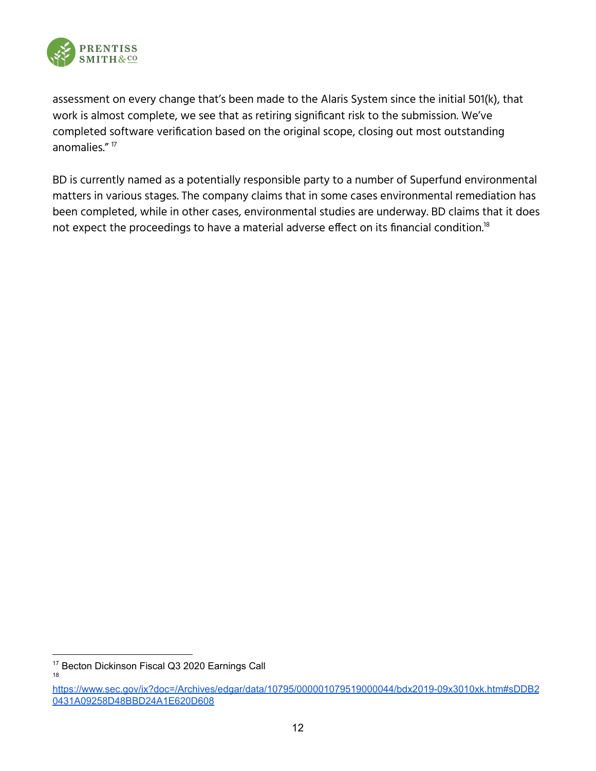assessment on every change that's been made to the Alaris System since the initial 501(k), that work is almost complete, we see that as retiring significant risk to the submission. We've completed software verification based on the original scope, closing out most outstanding anomalies." [17]

BD is currently named as a potentially responsible party to a number of Superfund environmental matters in various stages. The company claims that in some cases environmental remediation has been completed, while in other cases, environmental studies are underway. BD claims that it does not expect the proceedings to have a material adverse effect on its financial condition.[18]

---

[17] Becton Dickinson Fiscal Q3 2020 Earnings Call

[18] https://www.sec.gov/ix?doc=/Archives/edgar/data/10795/000001079519000044/bdx2019-09x3010xk.htm#sDDB20431A09258D48BBD24A1E620D608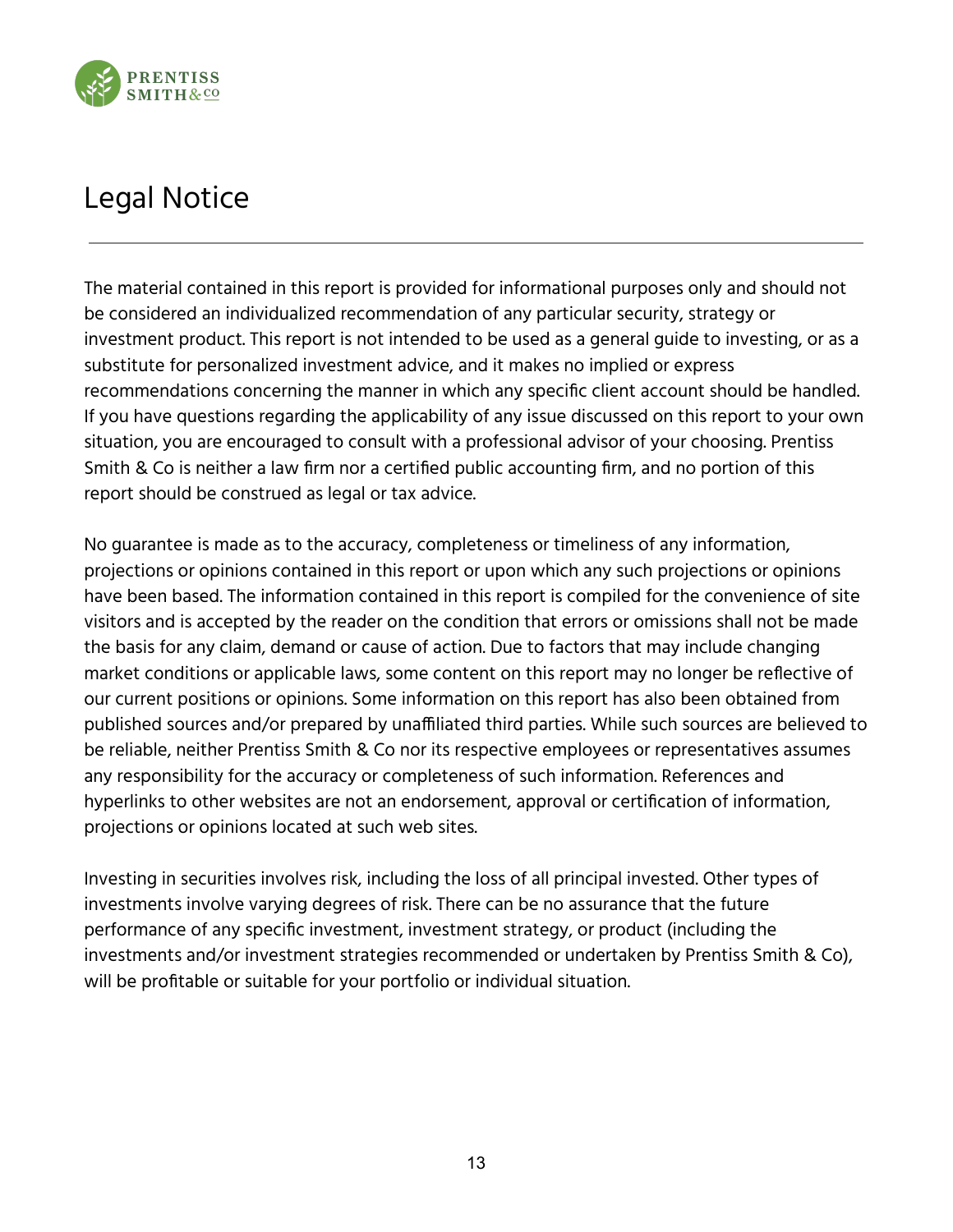# Legal Notice

The material contained in this report is provided for informational purposes only and should not be considered an individualized recommendation of any particular security, strategy or investment product. This report is not intended to be used as a general guide to investing, or as a substitute for personalized investment advice, and it makes no implied or express recommendations concerning the manner in which any specific client account should be handled. If you have questions regarding the applicability of any issue discussed on this report to your own situation, you are encouraged to consult with a professional advisor of your choosing. Prentiss Smith & Co is neither a law firm nor a certified public accounting firm, and no portion of this report should be construed as legal or tax advice.

No guarantee is made as to the accuracy, completeness or timeliness of any information, projections or opinions contained in this report or upon which any such projections or opinions have been based. The information contained in this report is compiled for the convenience of site visitors and is accepted by the reader on the condition that errors or omissions shall not be made the basis for any claim, demand or cause of action. Due to factors that may include changing market conditions or applicable laws, some content on this report may no longer be reflective of our current positions or opinions. Some information on this report has also been obtained from published sources and/or prepared by unaffiliated third parties. While such sources are believed to be reliable, neither Prentiss Smith & Co nor its respective employees or representatives assumes any responsibility for the accuracy or completeness of such information. References and hyperlinks to other websites are not an endorsement, approval or certification of information, projections or opinions located at such web sites.

Investing in securities involves risk, including the loss of all principal invested. Other types of investments involve varying degrees of risk. There can be no assurance that the future performance of any specific investment, investment strategy, or product (including the investments and/or investment strategies recommended or undertaken by Prentiss Smith & Co), will be profitable or suitable for your portfolio or individual situation.